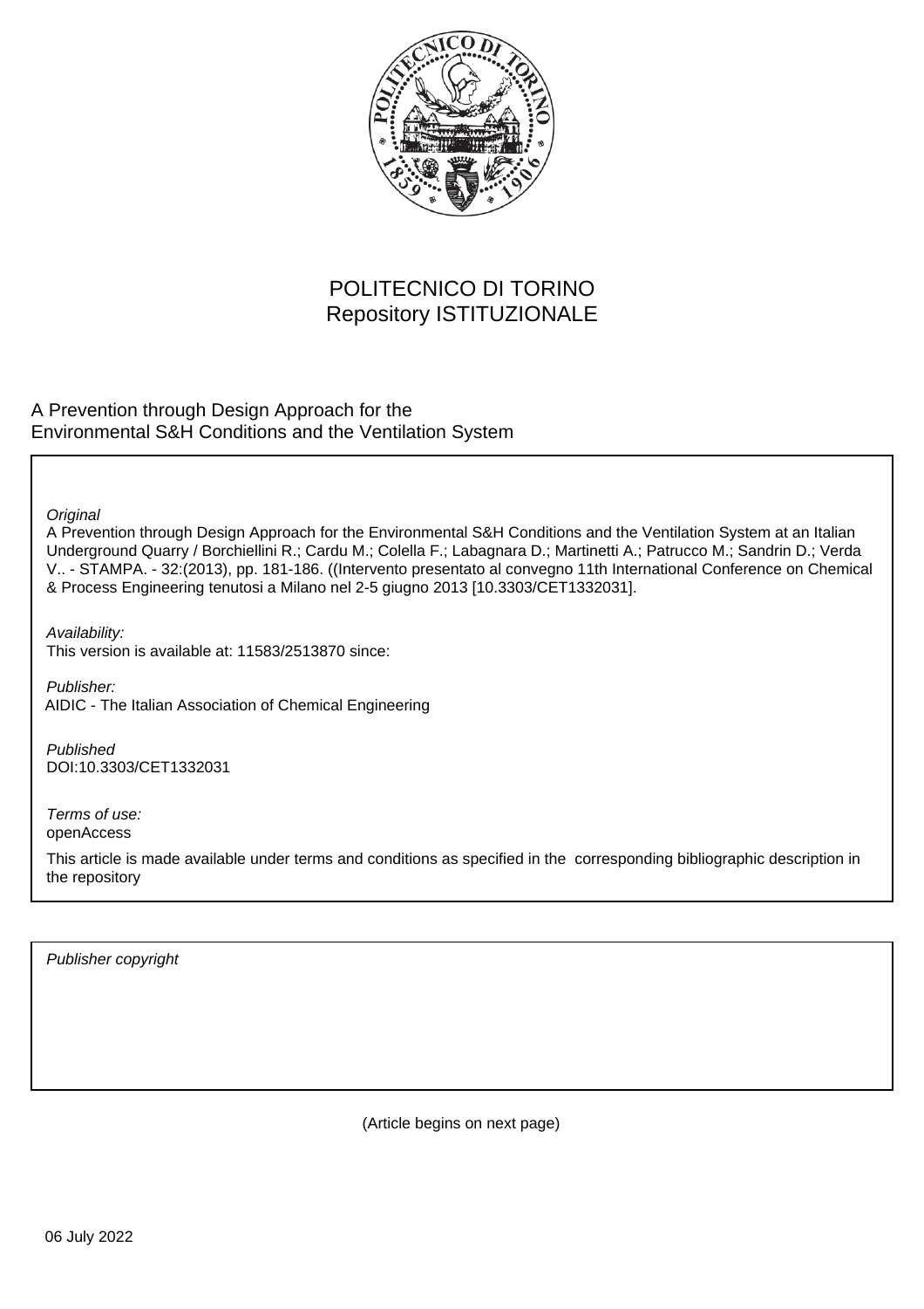POLITECNICO DI TORINO
Repository ISTITUZIONALE

A Prevention through Design Approach for the Environmental S&H Conditions and the Ventilation System

*Original*

A Prevention through Design Approach for the Environmental S&H Conditions and the Ventilation System at an Italian Underground Quarry / Borchiellini R.; Cardu M.; Colella F.; Labagnara D.; Martinetti A.; Patrucco M.; Sandrin D.; Verda V.. - STAMPA. - 32:(2013), pp. 181-186. ((Intervento presentato al convegno 11th International Conference on Chemical & Process Engineering tenutosi a Milano nel 2-5 giugno 2013 [10.3303/CET1332031].

*Availability:*

This version is available at: 11583/2513870 since:

*Publisher:*

AIDIC - The Italian Association of Chemical Engineering

*Published*

DOI:10.3303/CET1332031

*Terms of use:*

openAccess

This article is made available under terms and conditions as specified in the corresponding bibliographic description in the repository

*Publisher copyright*

(Article begins on next page)

06 July 2022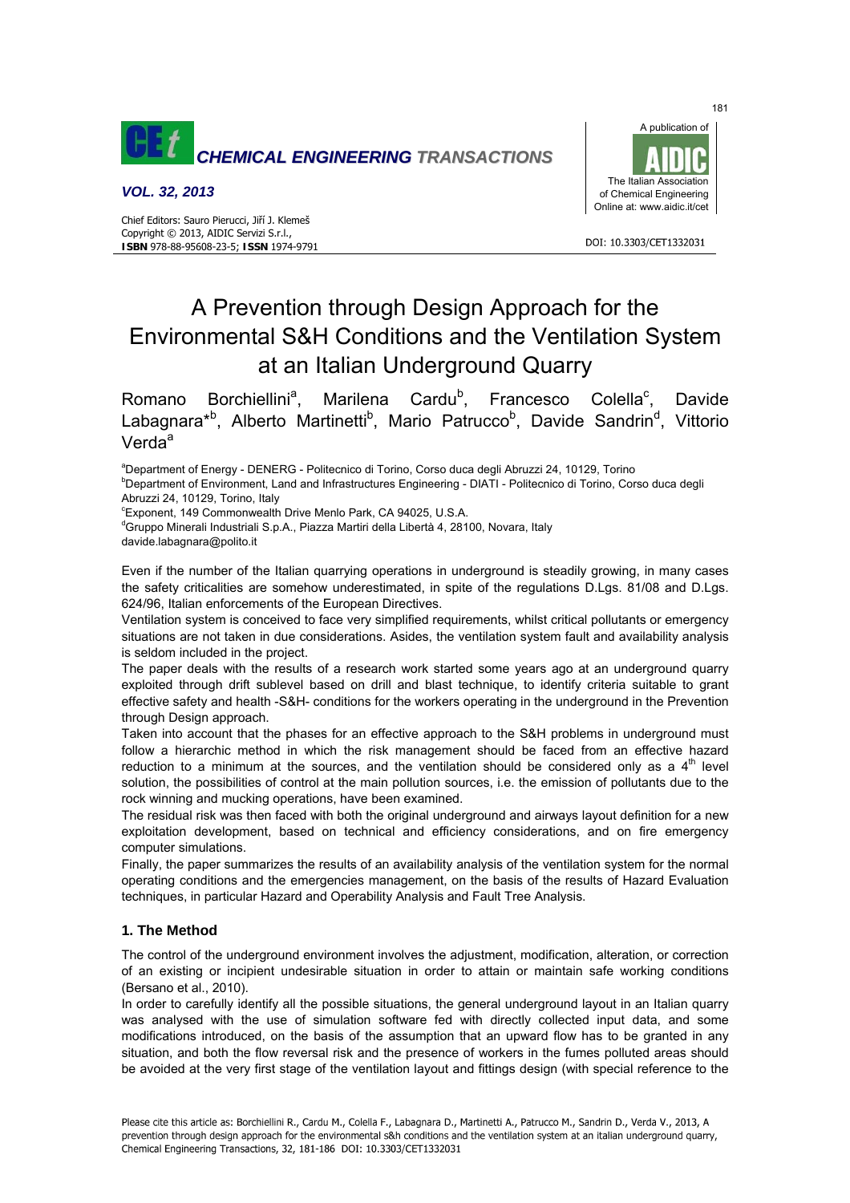# A Prevention through Design Approach for the Environmental S&H Conditions and the Ventilation System at an Italian Underground Quarry

Romano Borchiellini[a], Marilena Cardu[b], Francesco Colella[c], Davide Labagnara*[b], Alberto Martinetti[b], Mario Patrucco[b], Davide Sandrin[d], Vittorio Verda[a]

[a]Department of Energy - DENERG - Politecnico di Torino, Corso duca degli Abruzzi 24, 10129, Torino
[b]Department of Environment, Land and Infrastructures Engineering - DIATI - Politecnico di Torino, Corso duca degli Abruzzi 24, 10129, Torino, Italy
[c]Exponent, 149 Commonwealth Drive Menlo Park, CA 94025, U.S.A.
[d]Gruppo Minerali Industriali S.p.A., Piazza Martiri della Libertà 4, 28100, Novara, Italy
davide.labagnara@polito.it

Even if the number of the Italian quarrying operations in underground is steadily growing, in many cases the safety criticalities are somehow underestimated, in spite of the regulations D.Lgs. 81/08 and D.Lgs. 624/96, Italian enforcements of the European Directives.

Ventilation system is conceived to face very simplified requirements, whilst critical pollutants or emergency situations are not taken in due considerations. Asides, the ventilation system fault and availability analysis is seldom included in the project.

The paper deals with the results of a research work started some years ago at an underground quarry exploited through drift sublevel based on drill and blast technique, to identify criteria suitable to grant effective safety and health -S&H- conditions for the workers operating in the underground in the Prevention through Design approach.

Taken into account that the phases for an effective approach to the S&H problems in underground must follow a hierarchic method in which the risk management should be faced from an effective hazard reduction to a minimum at the sources, and the ventilation should be considered only as a 4$^{th}$ level solution, the possibilities of control at the main pollution sources, i.e. the emission of pollutants due to the rock winning and mucking operations, have been examined.

The residual risk was then faced with both the original underground and airways layout definition for a new exploitation development, based on technical and efficiency considerations, and on fire emergency computer simulations.

Finally, the paper summarizes the results of an availability analysis of the ventilation system for the normal operating conditions and the emergencies management, on the basis of the results of Hazard Evaluation techniques, in particular Hazard and Operability Analysis and Fault Tree Analysis.

## 1. The Method

The control of the underground environment involves the adjustment, modification, alteration, or correction of an existing or incipient undesirable situation in order to attain or maintain safe working conditions (Bersano et al., 2010).

In order to carefully identify all the possible situations, the general underground layout in an Italian quarry was analysed with the use of simulation software fed with directly collected input data, and some modifications introduced, on the basis of the assumption that an upward flow has to be granted in any situation, and both the flow reversal risk and the presence of workers in the fumes polluted areas should be avoided at the very first stage of the ventilation layout and fittings design (with special reference to the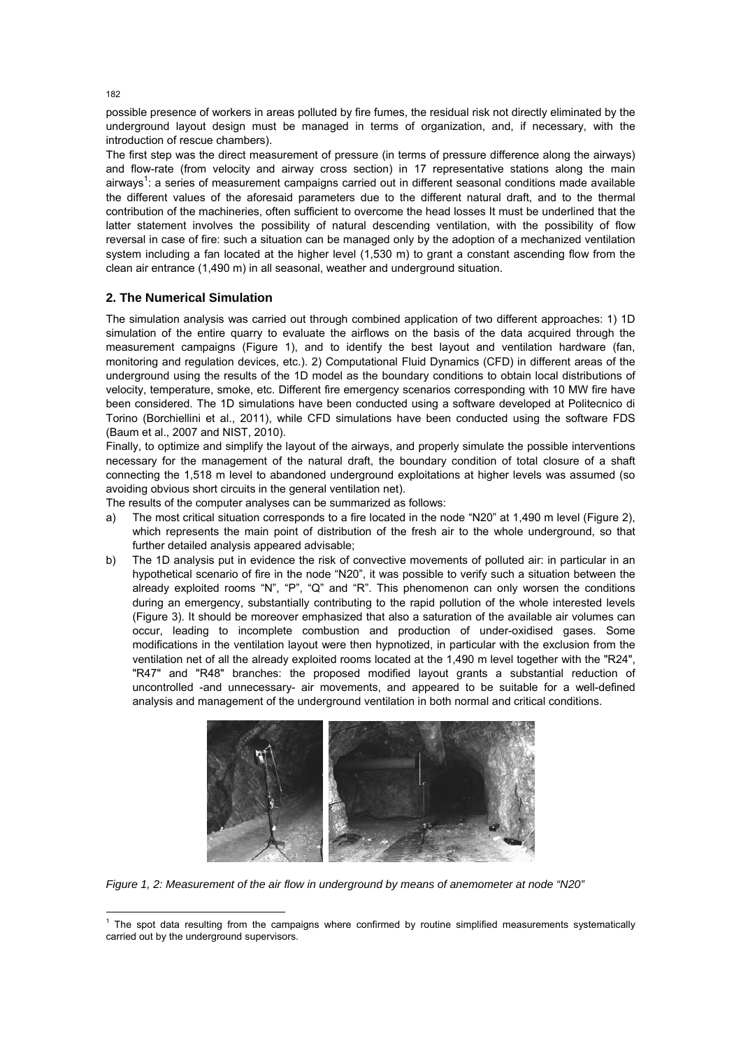possible presence of workers in areas polluted by fire fumes, the residual risk not directly eliminated by the underground layout design must be managed in terms of organization, and, if necessary, with the introduction of rescue chambers).

The first step was the direct measurement of pressure (in terms of pressure difference along the airways) and flow-rate (from velocity and airway cross section) in 17 representative stations along the main airways[1]: a series of measurement campaigns carried out in different seasonal conditions made available the different values of the aforesaid parameters due to the different natural draft, and to the thermal contribution of the machineries, often sufficient to overcome the head losses It must be underlined that the latter statement involves the possibility of natural descending ventilation, with the possibility of flow reversal in case of fire: such a situation can be managed only by the adoption of a mechanized ventilation system including a fan located at the higher level (1,530 m) to grant a constant ascending flow from the clean air entrance (1,490 m) in all seasonal, weather and underground situation.

## 2. The Numerical Simulation

The simulation analysis was carried out through combined application of two different approaches: 1) 1D simulation of the entire quarry to evaluate the airflows on the basis of the data acquired through the measurement campaigns (Figure 1), and to identify the best layout and ventilation hardware (fan, monitoring and regulation devices, etc.). 2) Computational Fluid Dynamics (CFD) in different areas of the underground using the results of the 1D model as the boundary conditions to obtain local distributions of velocity, temperature, smoke, etc. Different fire emergency scenarios corresponding with 10 MW fire have been considered. The 1D simulations have been conducted using a software developed at Politecnico di Torino (Borchiellini et al., 2011), while CFD simulations have been conducted using the software FDS (Baum et al., 2007 and NIST, 2010).

Finally, to optimize and simplify the layout of the airways, and properly simulate the possible interventions necessary for the management of the natural draft, the boundary condition of total closure of a shaft connecting the 1,518 m level to abandoned underground exploitations at higher levels was assumed (so avoiding obvious short circuits in the general ventilation net).

The results of the computer analyses can be summarized as follows:

a) The most critical situation corresponds to a fire located in the node "N20" at 1,490 m level (Figure 2), which represents the main point of distribution of the fresh air to the whole underground, so that further detailed analysis appeared advisable;

b) The 1D analysis put in evidence the risk of convective movements of polluted air: in particular in an hypothetical scenario of fire in the node "N20", it was possible to verify such a situation between the already exploited rooms "N", "P", "Q" and "R". This phenomenon can only worsen the conditions during an emergency, substantially contributing to the rapid pollution of the whole interested levels (Figure 3). It should be moreover emphasized that also a saturation of the available air volumes can occur, leading to incomplete combustion and production of under-oxidised gases. Some modifications in the ventilation layout were then hypnotized, in particular with the exclusion from the ventilation net of all the already exploited rooms located at the 1,490 m level together with the "R24", "R47" and "R48" branches: the proposed modified layout grants a substantial reduction of uncontrolled -and unnecessary- air movements, and appeared to be suitable for a well-defined analysis and management of the underground ventilation in both normal and critical conditions.

*Figure 1, 2: Measurement of the air flow in underground by means of anemometer at node "N20"*

---

[1] The spot data resulting from the campaigns where confirmed by routine simplified measurements systematically carried out by the underground supervisors.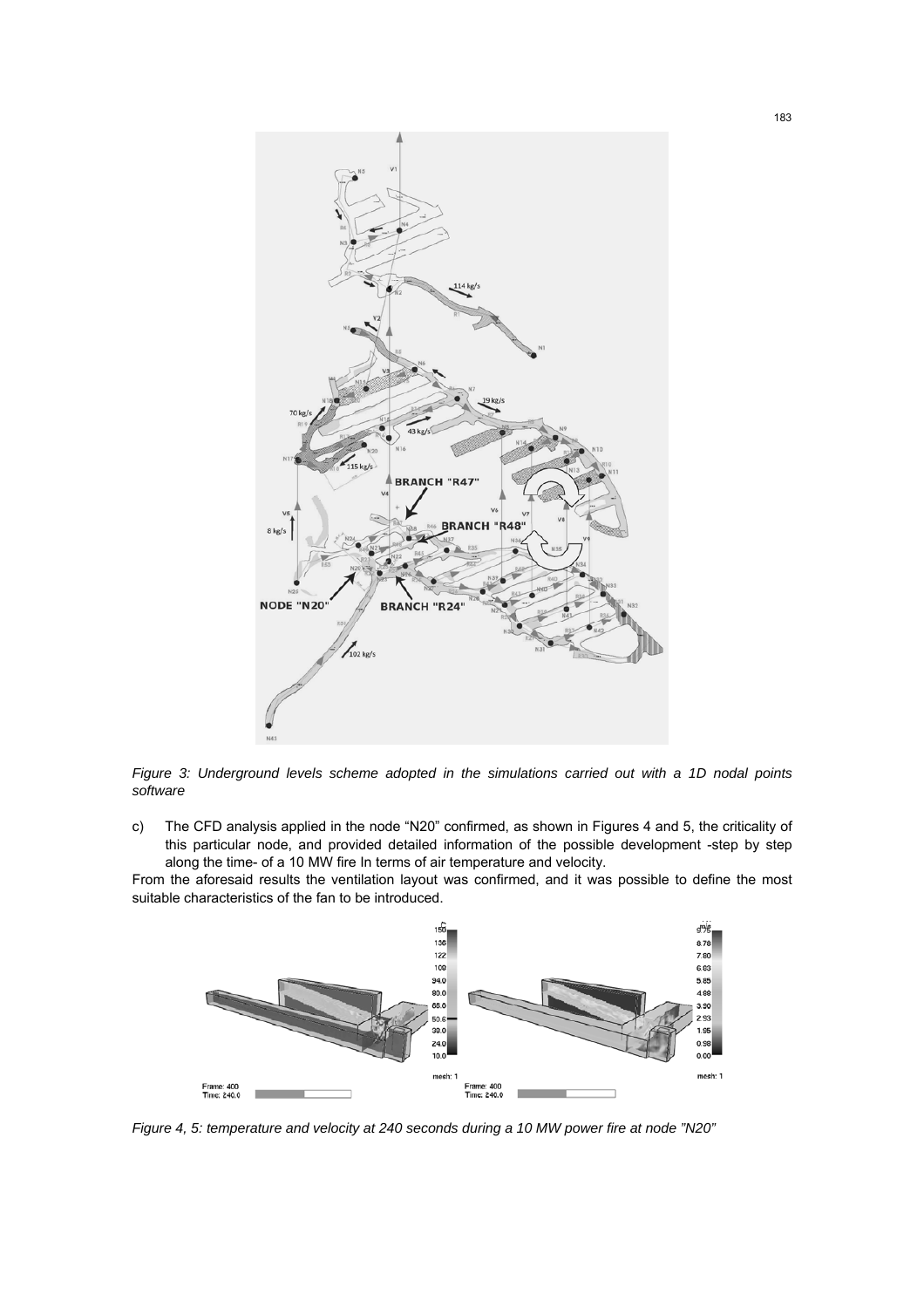*Figure 3: Underground levels scheme adopted in the simulations carried out with a 1D nodal points software*

c) The CFD analysis applied in the node "N20" confirmed, as shown in Figures 4 and 5, the criticality of this particular node, and provided detailed information of the possible development -step by step along the time- of a 10 MW fire In terms of air temperature and velocity.

From the aforesaid results the ventilation layout was confirmed, and it was possible to define the most suitable characteristics of the fan to be introduced.

*Figure 4, 5: temperature and velocity at 240 seconds during a 10 MW power fire at node "N20"*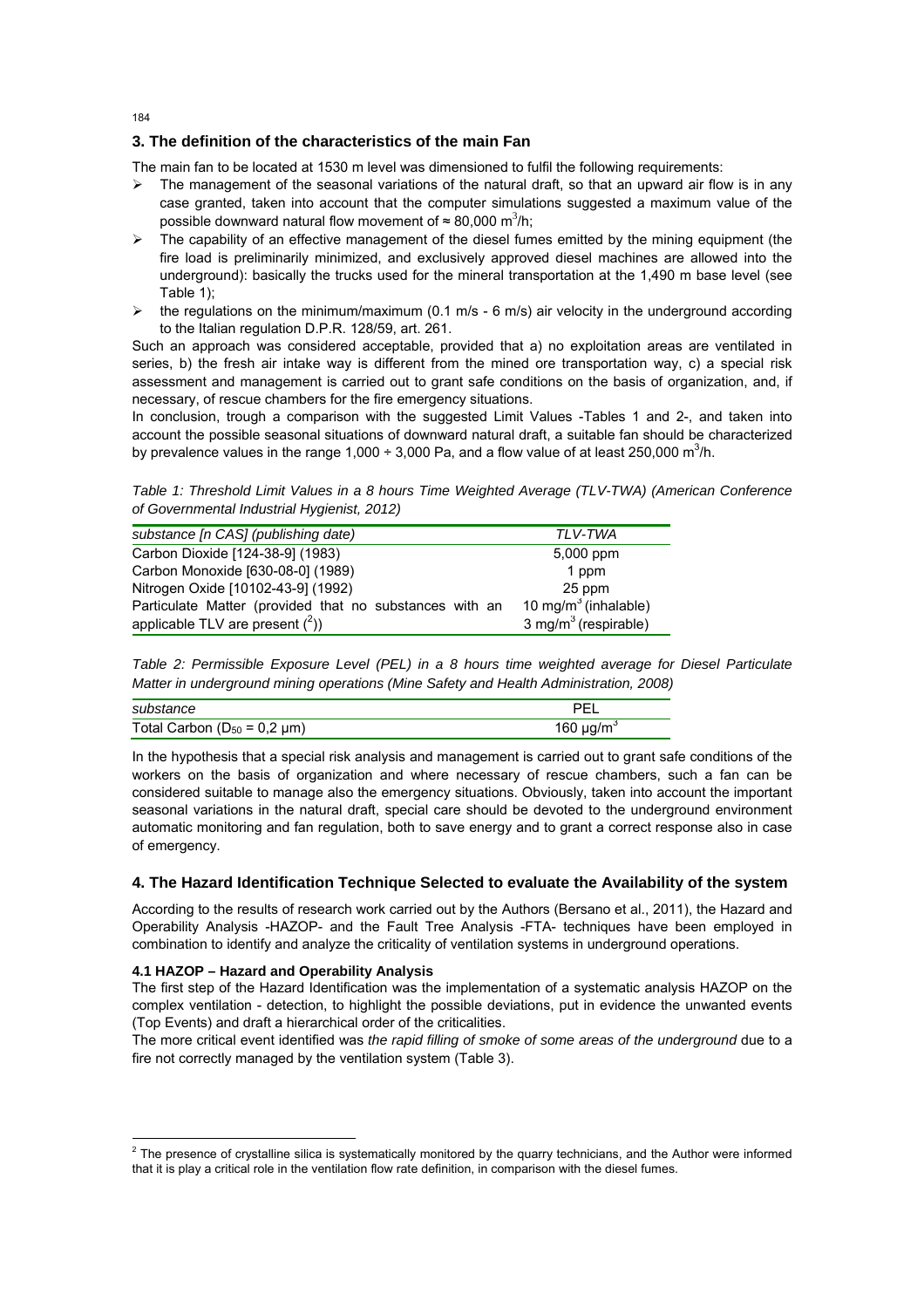## 3. The definition of the characteristics of the main Fan

The main fan to be located at 1530 m level was dimensioned to fulfil the following requirements:

- The management of the seasonal variations of the natural draft, so that an upward air flow is in any case granted, taken into account that the computer simulations suggested a maximum value of the possible downward natural flow movement of ≈ 80,000 $m^3/h$;
- The capability of an effective management of the diesel fumes emitted by the mining equipment (the fire load is preliminarily minimized, and exclusively approved diesel machines are allowed into the underground): basically the trucks used for the mineral transportation at the 1,490 m base level (see Table 1);
- the regulations on the minimum/maximum (0.1 m/s - 6 m/s) air velocity in the underground according to the Italian regulation D.P.R. 128/59, art. 261.

Such an approach was considered acceptable, provided that a) no exploitation areas are ventilated in series, b) the fresh air intake way is different from the mined ore transportation way, c) a special risk assessment and management is carried out to grant safe conditions on the basis of organization, and, if necessary, of rescue chambers for the fire emergency situations.

In conclusion, trough a comparison with the suggested Limit Values -Tables 1 and 2-, and taken into account the possible seasonal situations of downward natural draft, a suitable fan should be characterized by prevalence values in the range 1,000 ÷ 3,000 Pa, and a flow value of at least 250,000 $m^3/h$.

*Table 1: Threshold Limit Values in a 8 hours Time Weighted Average (TLV-TWA) (American Conference of Governmental Industrial Hygienist, 2012)*

| *substance [n CAS] (publishing date)* | *TLV-TWA* |
|---|---|
| Carbon Dioxide [124-38-9] (1983) | 5,000 ppm |
| Carbon Monoxide [630-08-0] (1989) | 1 ppm |
| Nitrogen Oxide [10102-43-9] (1992) | 25 ppm |
| Particulate Matter (provided that no substances with an applicable TLV are present ([2])) | 10 $mg/m^3$ (inhalable)<br>3 $mg/m^3$ (respirable) |

*Table 2: Permissible Exposure Level (PEL) in a 8 hours time weighted average for Diesel Particulate Matter in underground mining operations (Mine Safety and Health Administration, 2008)*

| *substance* | PEL |
|---|---|
| Total Carbon ($D_{50}$ = 0,2 μm) | 160 $\mu g/m^3$ |

In the hypothesis that a special risk analysis and management is carried out to grant safe conditions of the workers on the basis of organization and where necessary of rescue chambers, such a fan can be considered suitable to manage also the emergency situations. Obviously, taken into account the important seasonal variations in the natural draft, special care should be devoted to the underground environment automatic monitoring and fan regulation, both to save energy and to grant a correct response also in case of emergency.

## 4. The Hazard Identification Technique Selected to evaluate the Availability of the system

According to the results of research work carried out by the Authors (Bersano et al., 2011), the Hazard and Operability Analysis -HAZOP- and the Fault Tree Analysis -FTA- techniques have been employed in combination to identify and analyze the criticality of ventilation systems in underground operations.

### 4.1 HAZOP – Hazard and Operability Analysis

The first step of the Hazard Identification was the implementation of a systematic analysis HAZOP on the complex ventilation - detection, to highlight the possible deviations, put in evidence the unwanted events (Top Events) and draft a hierarchical order of the criticalities.

The more critical event identified was *the rapid filling of smoke of some areas of the underground* due to a fire not correctly managed by the ventilation system (Table 3).

---

[2] The presence of crystalline silica is systematically monitored by the quarry technicians, and the Author were informed that it is play a critical role in the ventilation flow rate definition, in comparison with the diesel fumes.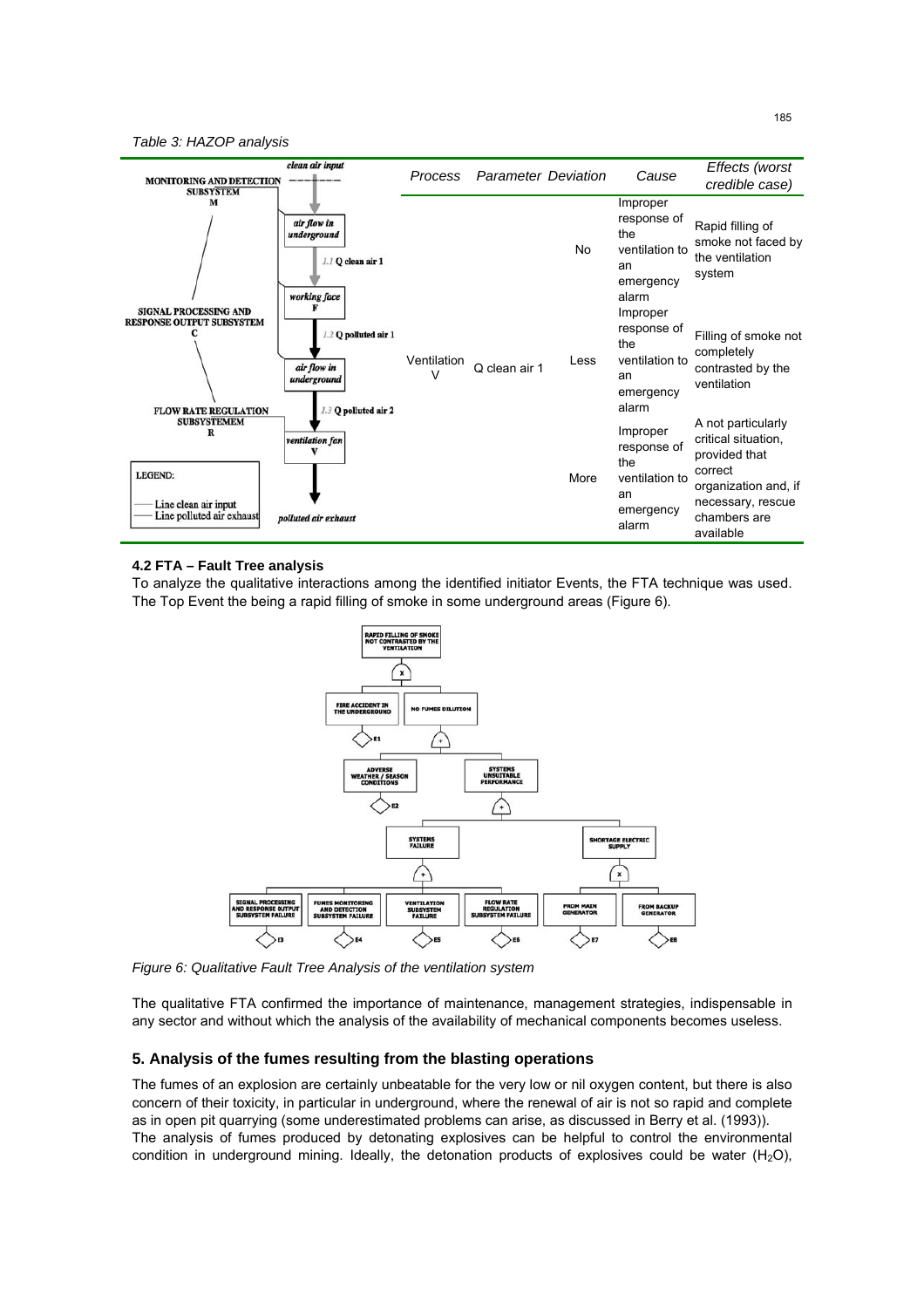*Table 3: HAZOP analysis*

| Process | Parameter | Deviation | Cause | *Effects (worst credible case)* |
|---|---|---|---|---|
| Ventilation V | Q clean air 1 | No | Improper response of the ventilation to an emergency alarm | Rapid filling of smoke not faced by the ventilation system |
| | | Less | Improper response of the ventilation to an emergency alarm | Filling of smoke not completely contrasted by the ventilation |
| | | More | Improper response of the ventilation to an emergency alarm | A not particularly critical situation, provided that correct organization and, if necessary, rescue chambers are available |

### 4.2 FTA – Fault Tree analysis

To analyze the qualitative interactions among the identified initiator Events, the FTA technique was used. The Top Event the being a rapid filling of smoke in some underground areas (Figure 6).

*Figure 6: Qualitative Fault Tree Analysis of the ventilation system*

The qualitative FTA confirmed the importance of maintenance, management strategies, indispensable in any sector and without which the analysis of the availability of mechanical components becomes useless.

## 5. Analysis of the fumes resulting from the blasting operations

The fumes of an explosion are certainly unbeatable for the very low or nil oxygen content, but there is also concern of their toxicity, in particular in underground, where the renewal of air is not so rapid and complete as in open pit quarrying (some underestimated problems can arise, as discussed in Berry et al. (1993)).

The analysis of fumes produced by detonating explosives can be helpful to control the environmental condition in underground mining. Ideally, the detonation products of explosives could be water ($H_2O$),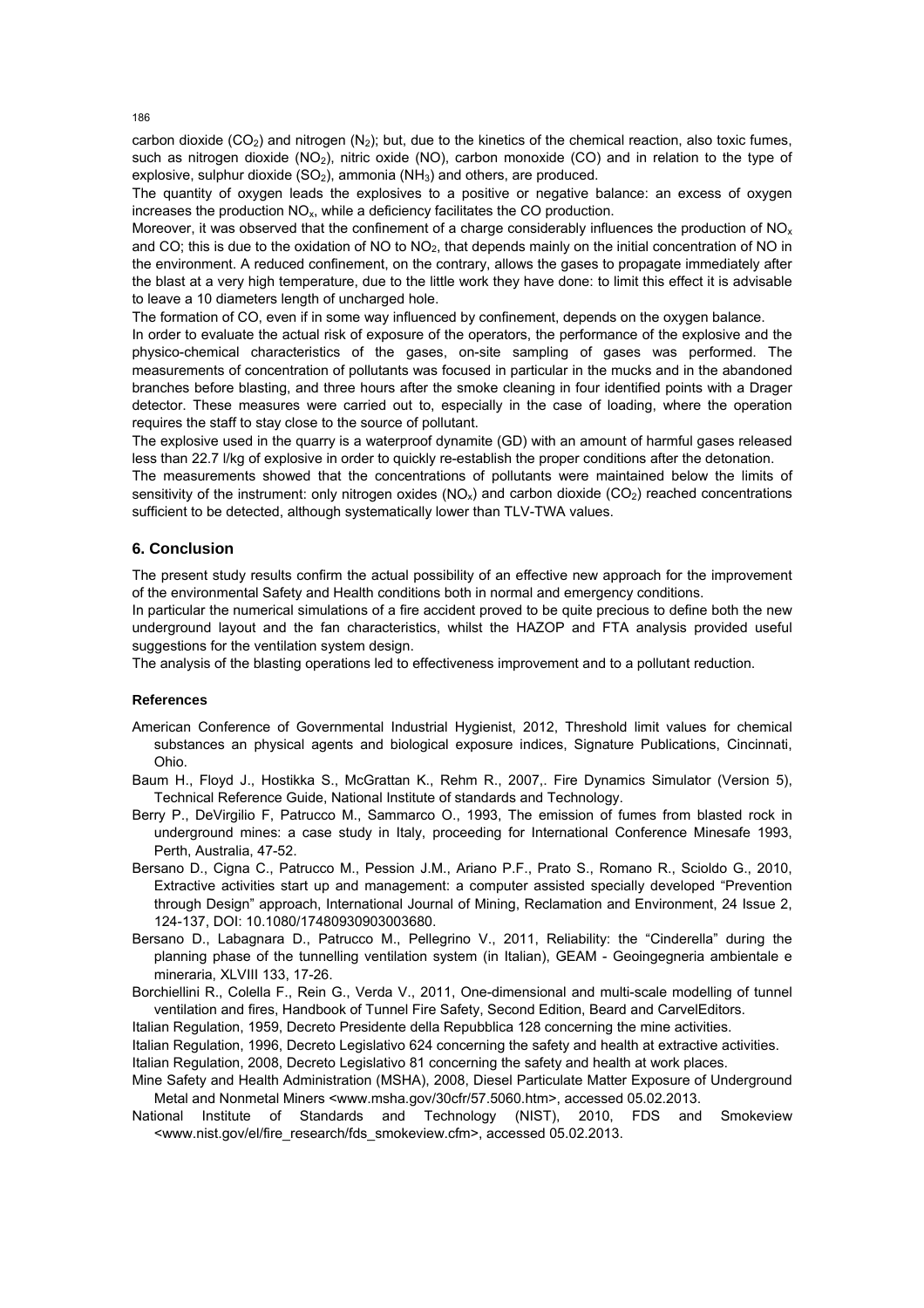carbon dioxide ($CO_2$) and nitrogen ($N_2$); but, due to the kinetics of the chemical reaction, also toxic fumes, such as nitrogen dioxide ($NO_2$), nitric oxide (NO), carbon monoxide (CO) and in relation to the type of explosive, sulphur dioxide ($SO_2$), ammonia ($NH_3$) and others, are produced.

The quantity of oxygen leads the explosives to a positive or negative balance: an excess of oxygen increases the production $NO_x$, while a deficiency facilitates the CO production.

Moreover, it was observed that the confinement of a charge considerably influences the production of $NO_x$ and CO; this is due to the oxidation of NO to $NO_2$, that depends mainly on the initial concentration of NO in the environment. A reduced confinement, on the contrary, allows the gases to propagate immediately after the blast at a very high temperature, due to the little work they have done: to limit this effect it is advisable to leave a 10 diameters length of uncharged hole.

The formation of CO, even if in some way influenced by confinement, depends on the oxygen balance.

In order to evaluate the actual risk of exposure of the operators, the performance of the explosive and the physico-chemical characteristics of the gases, on-site sampling of gases was performed. The measurements of concentration of pollutants was focused in particular in the mucks and in the abandoned branches before blasting, and three hours after the smoke cleaning in four identified points with a Drager detector. These measures were carried out to, especially in the case of loading, where the operation requires the staff to stay close to the source of pollutant.

The explosive used in the quarry is a waterproof dynamite (GD) with an amount of harmful gases released less than 22.7 l/kg of explosive in order to quickly re-establish the proper conditions after the detonation.

The measurements showed that the concentrations of pollutants were maintained below the limits of sensitivity of the instrument: only nitrogen oxides ($NO_x$) and carbon dioxide ($CO_2$) reached concentrations sufficient to be detected, although systematically lower than TLV-TWA values.

## 6. Conclusion

The present study results confirm the actual possibility of an effective new approach for the improvement of the environmental Safety and Health conditions both in normal and emergency conditions.

In particular the numerical simulations of a fire accident proved to be quite precious to define both the new underground layout and the fan characteristics, whilst the HAZOP and FTA analysis provided useful suggestions for the ventilation system design.

The analysis of the blasting operations led to effectiveness improvement and to a pollutant reduction.

### References

American Conference of Governmental Industrial Hygienist, 2012, Threshold limit values for chemical substances an physical agents and biological exposure indices, Signature Publications, Cincinnati, Ohio.

Baum H., Floyd J., Hostikka S., McGrattan K., Rehm R., 2007,. Fire Dynamics Simulator (Version 5), Technical Reference Guide, National Institute of standards and Technology.

Berry P., DeVirgilio F, Patrucco M., Sammarco O., 1993, The emission of fumes from blasted rock in underground mines: a case study in Italy, proceeding for International Conference Minesafe 1993, Perth, Australia, 47-52.

Bersano D., Cigna C., Patrucco M., Pession J.M., Ariano P.F., Prato S., Romano R., Scioldo G., 2010, Extractive activities start up and management: a computer assisted specially developed "Prevention through Design" approach, International Journal of Mining, Reclamation and Environment, 24 Issue 2, 124-137, DOI: 10.1080/17480930903003680.

Bersano D., Labagnara D., Patrucco M., Pellegrino V., 2011, Reliability: the "Cinderella" during the planning phase of the tunnelling ventilation system (in Italian), GEAM - Geoingegneria ambientale e mineraria, XLVIII 133, 17-26.

Borchiellini R., Colella F., Rein G., Verda V., 2011, One-dimensional and multi-scale modelling of tunnel ventilation and fires, Handbook of Tunnel Fire Safety, Second Edition, Beard and CarvelEditors.

Italian Regulation, 1959, Decreto Presidente della Repubblica 128 concerning the mine activities.

Italian Regulation, 1996, Decreto Legislativo 624 concerning the safety and health at extractive activities.

Italian Regulation, 2008, Decreto Legislativo 81 concerning the safety and health at work places.

Mine Safety and Health Administration (MSHA), 2008, Diesel Particulate Matter Exposure of Underground Metal and Nonmetal Miners <www.msha.gov/30cfr/57.5060.htm>, accessed 05.02.2013.

National Institute of Standards and Technology (NIST), 2010, FDS and Smokeview <www.nist.gov/el/fire_research/fds_smokeview.cfm>, accessed 05.02.2013.